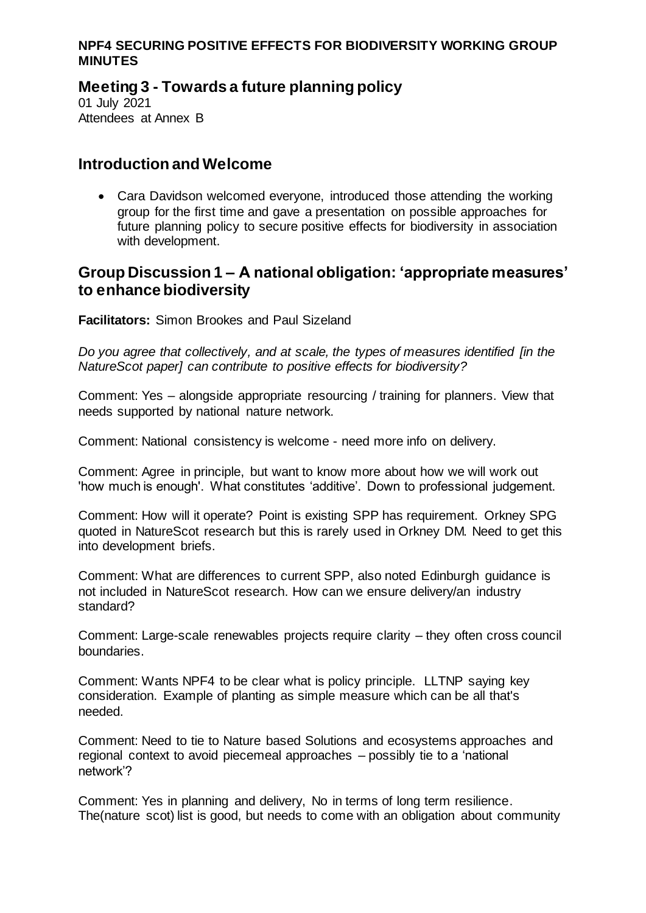**NPF4 SECURING POSITIVE EFFECTS FOR BIODIVERSITY WORKING GROUP MINUTES**

# Meeting 3 - Towards a future planning policy

01 July 2021
Attendees at Annex B

## Introduction and Welcome

- Cara Davidson welcomed everyone, introduced those attending the working group for the first time and gave a presentation on possible approaches for future planning policy to secure positive effects for biodiversity in association with development.

## Group Discussion 1 – A national obligation: 'appropriate measures' to enhance biodiversity

**Facilitators:** Simon Brookes and Paul Sizeland

*Do you agree that collectively, and at scale, the types of measures identified [in the NatureScot paper] can contribute to positive effects for biodiversity?*

Comment: Yes – alongside appropriate resourcing / training for planners. View that needs supported by national nature network.

Comment: National consistency is welcome - need more info on delivery.

Comment: Agree in principle, but want to know more about how we will work out 'how much is enough'. What constitutes 'additive'. Down to professional judgement.

Comment: How will it operate? Point is existing SPP has requirement. Orkney SPG quoted in NatureScot research but this is rarely used in Orkney DM. Need to get this into development briefs.

Comment: What are differences to current SPP, also noted Edinburgh guidance is not included in NatureScot research. How can we ensure delivery/an industry standard?

Comment: Large-scale renewables projects require clarity – they often cross council boundaries.

Comment: Wants NPF4 to be clear what is policy principle. LLTNP saying key consideration. Example of planting as simple measure which can be all that's needed.

Comment: Need to tie to Nature based Solutions and ecosystems approaches and regional context to avoid piecemeal approaches – possibly tie to a 'national network'?

Comment: Yes in planning and delivery, No in terms of long term resilience. The(nature scot) list is good, but needs to come with an obligation about community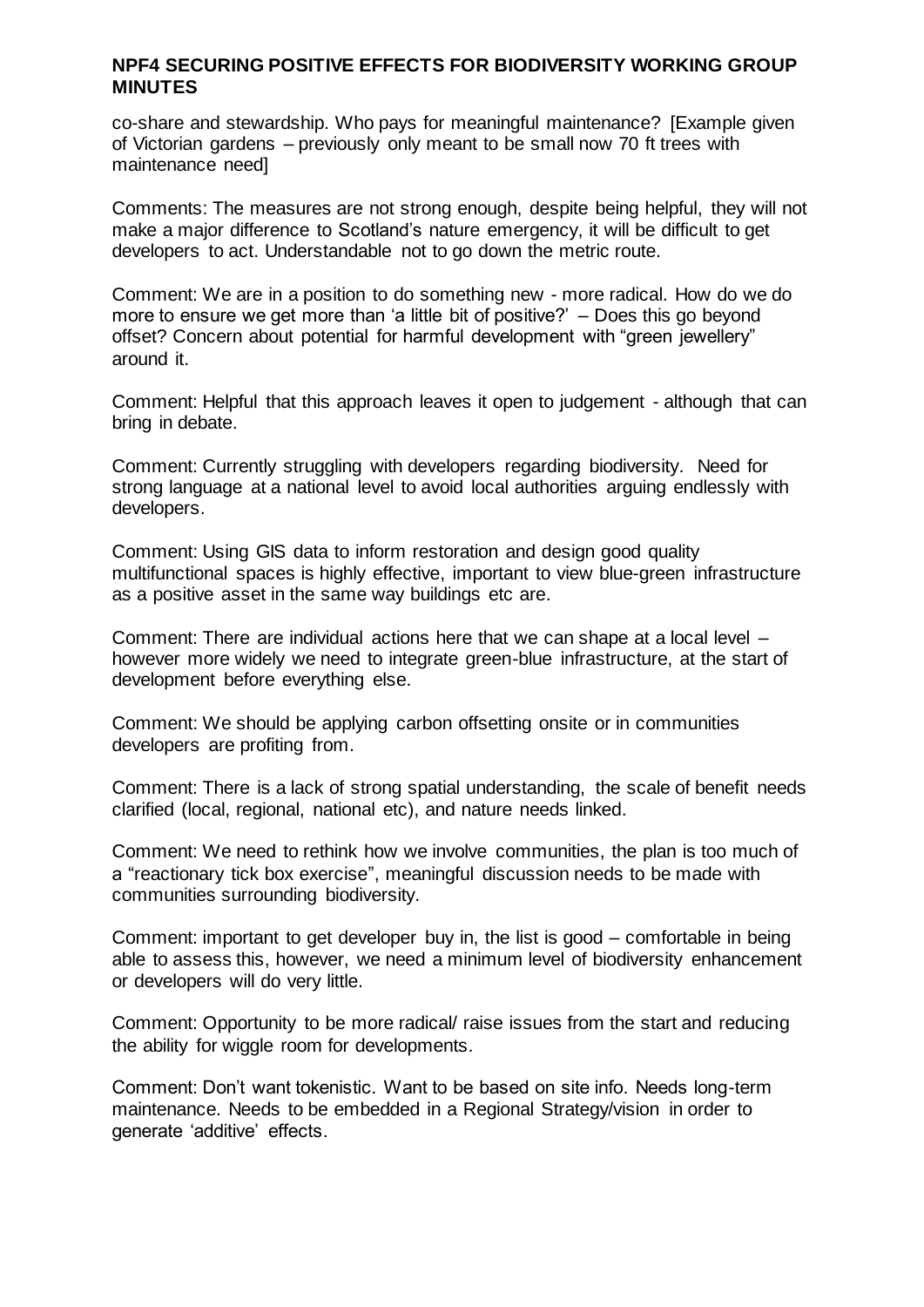co-share and stewardship. Who pays for meaningful maintenance? [Example given of Victorian gardens – previously only meant to be small now 70 ft trees with maintenance need]

Comments: The measures are not strong enough, despite being helpful, they will not make a major difference to Scotland's nature emergency, it will be difficult to get developers to act. Understandable not to go down the metric route.

Comment: We are in a position to do something new - more radical. How do we do more to ensure we get more than 'a little bit of positive?' – Does this go beyond offset? Concern about potential for harmful development with "green jewellery" around it.

Comment: Helpful that this approach leaves it open to judgement - although that can bring in debate.

Comment: Currently struggling with developers regarding biodiversity. Need for strong language at a national level to avoid local authorities arguing endlessly with developers.

Comment: Using GIS data to inform restoration and design good quality multifunctional spaces is highly effective, important to view blue-green infrastructure as a positive asset in the same way buildings etc are.

Comment: There are individual actions here that we can shape at a local level – however more widely we need to integrate green-blue infrastructure, at the start of development before everything else.

Comment: We should be applying carbon offsetting onsite or in communities developers are profiting from.

Comment: There is a lack of strong spatial understanding, the scale of benefit needs clarified (local, regional, national etc), and nature needs linked.

Comment: We need to rethink how we involve communities, the plan is too much of a "reactionary tick box exercise", meaningful discussion needs to be made with communities surrounding biodiversity.

Comment: important to get developer buy in, the list is good – comfortable in being able to assess this, however, we need a minimum level of biodiversity enhancement or developers will do very little.

Comment: Opportunity to be more radical/ raise issues from the start and reducing the ability for wiggle room for developments.

Comment: Don't want tokenistic. Want to be based on site info. Needs long-term maintenance. Needs to be embedded in a Regional Strategy/vision in order to generate 'additive' effects.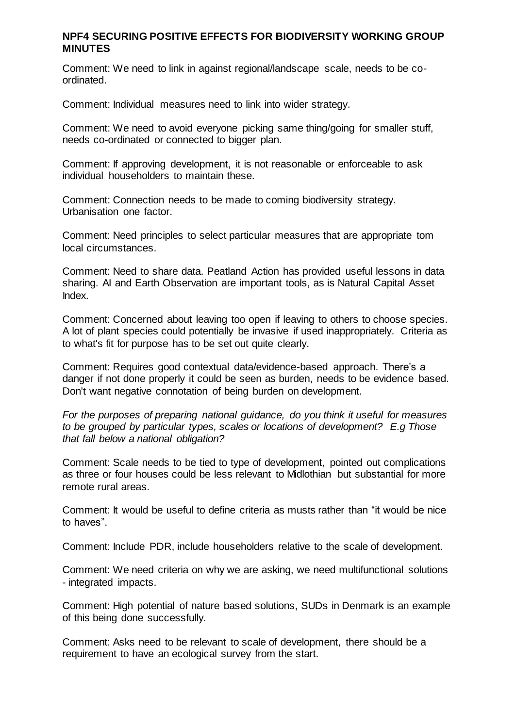**NPF4 SECURING POSITIVE EFFECTS FOR BIODIVERSITY WORKING GROUP MINUTES**

Comment: We need to link in against regional/landscape scale, needs to be co-ordinated.

Comment: Individual measures need to link into wider strategy.

Comment: We need to avoid everyone picking same thing/going for smaller stuff, needs co-ordinated or connected to bigger plan.

Comment: If approving development, it is not reasonable or enforceable to ask individual householders to maintain these.

Comment: Connection needs to be made to coming biodiversity strategy. Urbanisation one factor.

Comment: Need principles to select particular measures that are appropriate tom local circumstances.

Comment: Need to share data. Peatland Action has provided useful lessons in data sharing. AI and Earth Observation are important tools, as is Natural Capital Asset Index.

Comment: Concerned about leaving too open if leaving to others to choose species. A lot of plant species could potentially be invasive if used inappropriately. Criteria as to what's fit for purpose has to be set out quite clearly.

Comment: Requires good contextual data/evidence-based approach. There's a danger if not done properly it could be seen as burden, needs to be evidence based. Don't want negative connotation of being burden on development.

*For the purposes of preparing national guidance, do you think it useful for measures to be grouped by particular types, scales or locations of development? E.g Those that fall below a national obligation?*

Comment: Scale needs to be tied to type of development, pointed out complications as three or four houses could be less relevant to Midlothian but substantial for more remote rural areas.

Comment: It would be useful to define criteria as musts rather than "it would be nice to haves".

Comment: Include PDR, include householders relative to the scale of development.

Comment: We need criteria on why we are asking, we need multifunctional solutions - integrated impacts.

Comment: High potential of nature based solutions, SUDs in Denmark is an example of this being done successfully.

Comment: Asks need to be relevant to scale of development, there should be a requirement to have an ecological survey from the start.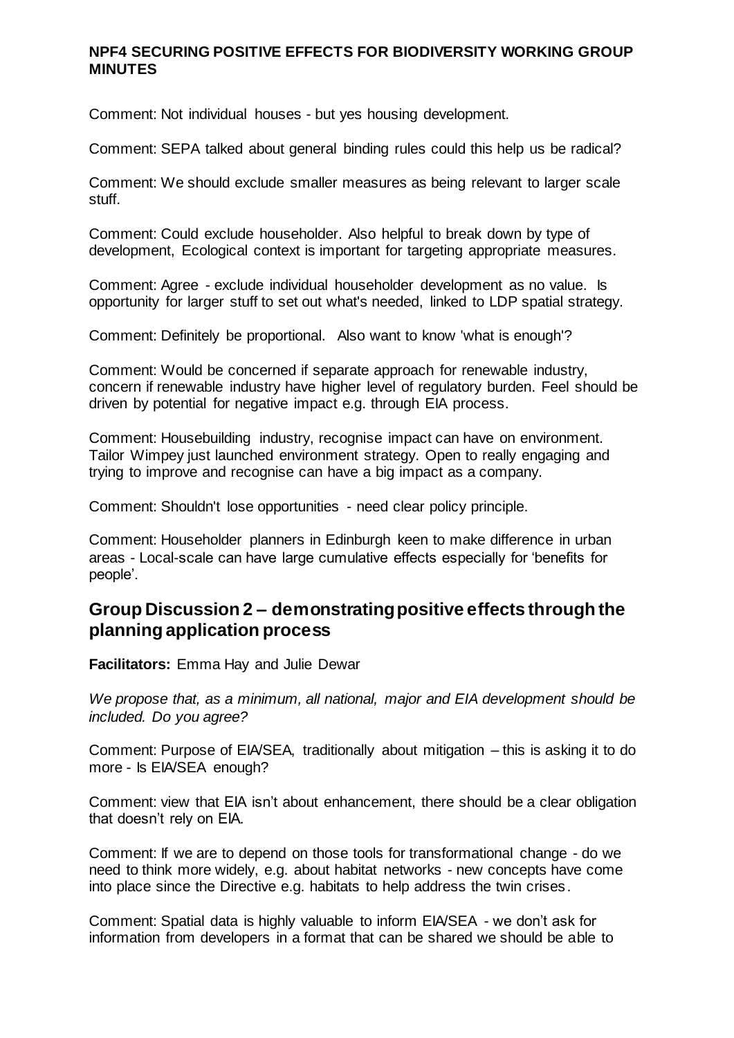Comment: Not individual houses - but yes housing development.

Comment: SEPA talked about general binding rules could this help us be radical?

Comment: We should exclude smaller measures as being relevant to larger scale stuff.

Comment: Could exclude householder. Also helpful to break down by type of development, Ecological context is important for targeting appropriate measures.

Comment: Agree - exclude individual householder development as no value. Is opportunity for larger stuff to set out what's needed, linked to LDP spatial strategy.

Comment: Definitely be proportional. Also want to know 'what is enough'?

Comment: Would be concerned if separate approach for renewable industry, concern if renewable industry have higher level of regulatory burden. Feel should be driven by potential for negative impact e.g. through EIA process.

Comment: Housebuilding industry, recognise impact can have on environment. Tailor Wimpey just launched environment strategy. Open to really engaging and trying to improve and recognise can have a big impact as a company.

Comment: Shouldn't lose opportunities - need clear policy principle.

Comment: Householder planners in Edinburgh keen to make difference in urban areas - Local-scale can have large cumulative effects especially for 'benefits for people'.

## Group Discussion 2 – demonstrating positive effects through the planning application process

**Facilitators:** Emma Hay and Julie Dewar

*We propose that, as a minimum, all national, major and EIA development should be included. Do you agree?*

Comment: Purpose of EIA/SEA, traditionally about mitigation – this is asking it to do more - Is EIA/SEA enough?

Comment: view that EIA isn't about enhancement, there should be a clear obligation that doesn't rely on EIA.

Comment: If we are to depend on those tools for transformational change - do we need to think more widely, e.g. about habitat networks - new concepts have come into place since the Directive e.g. habitats to help address the twin crises.

Comment: Spatial data is highly valuable to inform EIA/SEA - we don't ask for information from developers in a format that can be shared we should be able to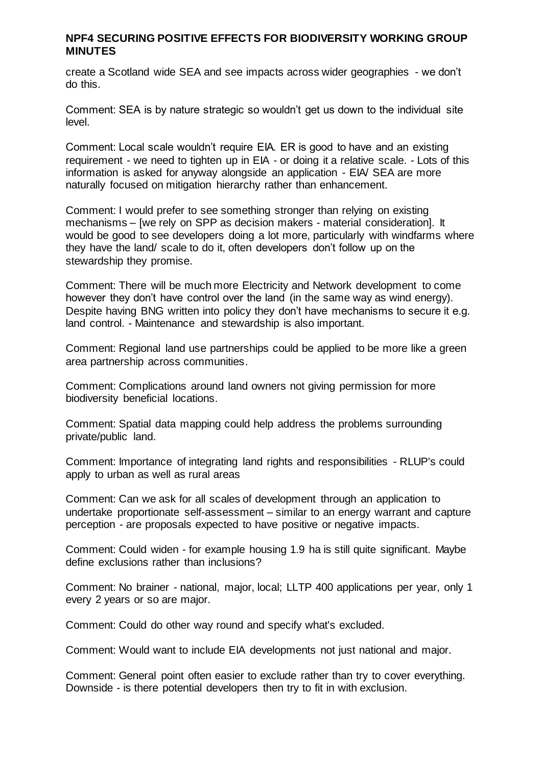create a Scotland wide SEA and see impacts across wider geographies - we don't do this.

Comment: SEA is by nature strategic so wouldn't get us down to the individual site level.

Comment: Local scale wouldn't require EIA. ER is good to have and an existing requirement - we need to tighten up in EIA - or doing it a relative scale. - Lots of this information is asked for anyway alongside an application - EIA/ SEA are more naturally focused on mitigation hierarchy rather than enhancement.

Comment: I would prefer to see something stronger than relying on existing mechanisms – [we rely on SPP as decision makers - material consideration]. It would be good to see developers doing a lot more, particularly with windfarms where they have the land/ scale to do it, often developers don't follow up on the stewardship they promise.

Comment: There will be much more Electricity and Network development to come however they don't have control over the land (in the same way as wind energy). Despite having BNG written into policy they don't have mechanisms to secure it e.g. land control. - Maintenance and stewardship is also important.

Comment: Regional land use partnerships could be applied to be more like a green area partnership across communities.

Comment: Complications around land owners not giving permission for more biodiversity beneficial locations.

Comment: Spatial data mapping could help address the problems surrounding private/public land.

Comment: Importance of integrating land rights and responsibilities - RLUP's could apply to urban as well as rural areas

Comment: Can we ask for all scales of development through an application to undertake proportionate self-assessment – similar to an energy warrant and capture perception - are proposals expected to have positive or negative impacts.

Comment: Could widen - for example housing 1.9 ha is still quite significant. Maybe define exclusions rather than inclusions?

Comment: No brainer - national, major, local; LLTP 400 applications per year, only 1 every 2 years or so are major.

Comment: Could do other way round and specify what's excluded.

Comment: Would want to include EIA developments not just national and major.

Comment: General point often easier to exclude rather than try to cover everything. Downside - is there potential developers then try to fit in with exclusion.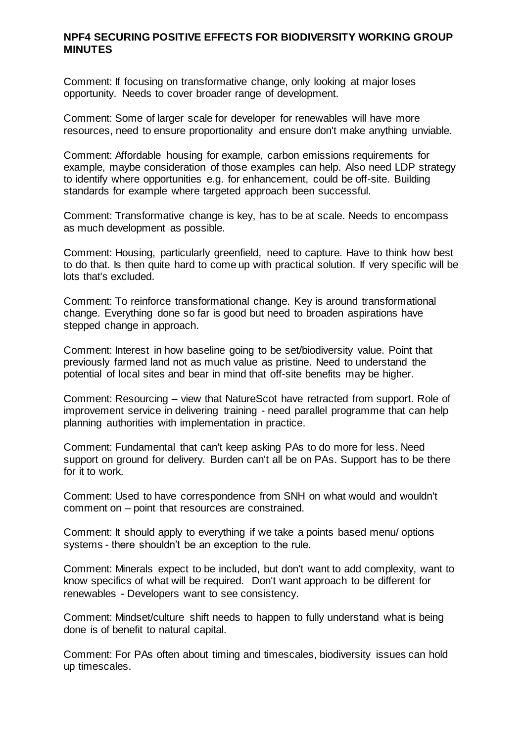**NPF4 SECURING POSITIVE EFFECTS FOR BIODIVERSITY WORKING GROUP MINUTES**

Comment: If focusing on transformative change, only looking at major loses opportunity. Needs to cover broader range of development.

Comment: Some of larger scale for developer for renewables will have more resources, need to ensure proportionality and ensure don't make anything unviable.

Comment: Affordable housing for example, carbon emissions requirements for example, maybe consideration of those examples can help. Also need LDP strategy to identify where opportunities e.g. for enhancement, could be off-site. Building standards for example where targeted approach been successful.

Comment: Transformative change is key, has to be at scale. Needs to encompass as much development as possible.

Comment: Housing, particularly greenfield, need to capture. Have to think how best to do that. Is then quite hard to come up with practical solution. If very specific will be lots that's excluded.

Comment: To reinforce transformational change. Key is around transformational change. Everything done so far is good but need to broaden aspirations have stepped change in approach.

Comment: Interest in how baseline going to be set/biodiversity value. Point that previously farmed land not as much value as pristine. Need to understand the potential of local sites and bear in mind that off-site benefits may be higher.

Comment: Resourcing – view that NatureScot have retracted from support. Role of improvement service in delivering training - need parallel programme that can help planning authorities with implementation in practice.

Comment: Fundamental that can't keep asking PAs to do more for less. Need support on ground for delivery. Burden can't all be on PAs. Support has to be there for it to work.

Comment: Used to have correspondence from SNH on what would and wouldn't comment on – point that resources are constrained.

Comment: It should apply to everything if we take a points based menu/ options systems - there shouldn't be an exception to the rule.

Comment: Minerals expect to be included, but don't want to add complexity, want to know specifics of what will be required. Don't want approach to be different for renewables - Developers want to see consistency.

Comment: Mindset/culture shift needs to happen to fully understand what is being done is of benefit to natural capital.

Comment: For PAs often about timing and timescales, biodiversity issues can hold up timescales.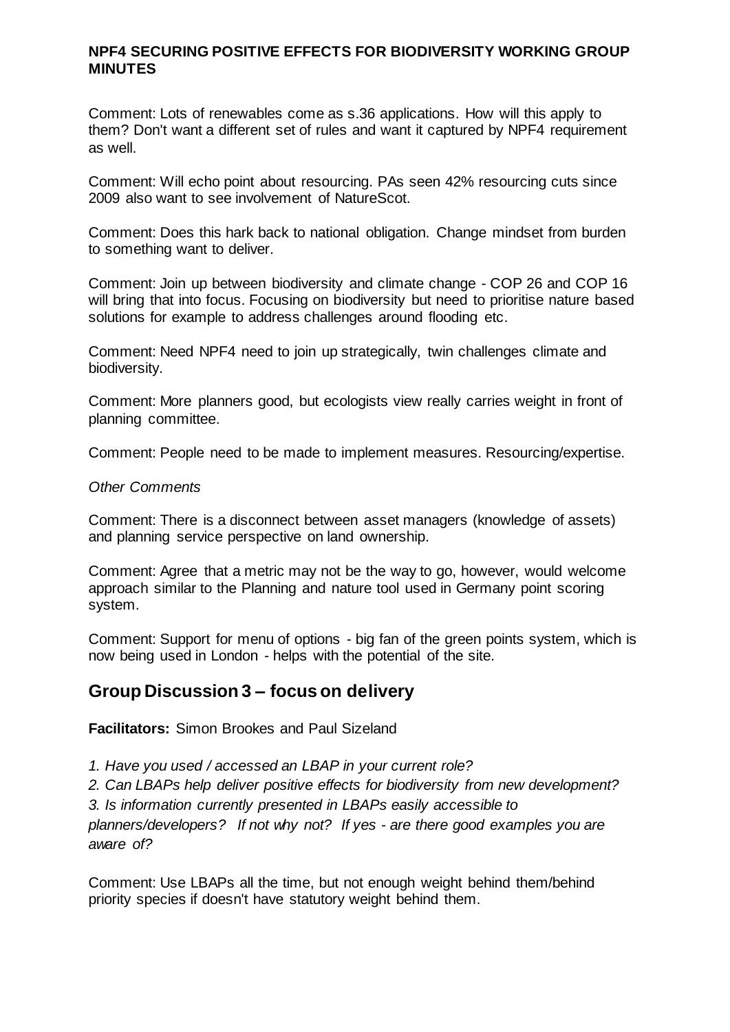**NPF4 SECURING POSITIVE EFFECTS FOR BIODIVERSITY WORKING GROUP MINUTES**

Comment: Lots of renewables come as s.36 applications. How will this apply to them? Don't want a different set of rules and want it captured by NPF4 requirement as well.

Comment: Will echo point about resourcing. PAs seen 42% resourcing cuts since 2009 also want to see involvement of NatureScot.

Comment: Does this hark back to national obligation. Change mindset from burden to something want to deliver.

Comment: Join up between biodiversity and climate change - COP 26 and COP 16 will bring that into focus. Focusing on biodiversity but need to prioritise nature based solutions for example to address challenges around flooding etc.

Comment: Need NPF4 need to join up strategically, twin challenges climate and biodiversity.

Comment: More planners good, but ecologists view really carries weight in front of planning committee.

Comment: People need to be made to implement measures. Resourcing/expertise.

*Other Comments*

Comment: There is a disconnect between asset managers (knowledge of assets) and planning service perspective on land ownership.

Comment: Agree that a metric may not be the way to go, however, would welcome approach similar to the Planning and nature tool used in Germany point scoring system.

Comment: Support for menu of options - big fan of the green points system, which is now being used in London - helps with the potential of the site.

## Group Discussion 3 – focus on delivery

**Facilitators:** Simon Brookes and Paul Sizeland

*1. Have you used / accessed an LBAP in your current role?*
*2. Can LBAPs help deliver positive effects for biodiversity from new development?*
*3. Is information currently presented in LBAPs easily accessible to planners/developers? If not why not? If yes - are there good examples you are aware of?*

Comment: Use LBAPs all the time, but not enough weight behind them/behind priority species if doesn't have statutory weight behind them.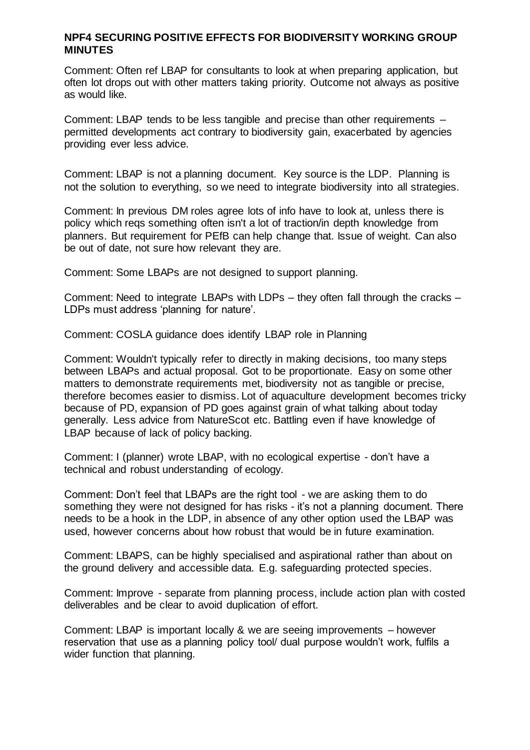**NPF4 SECURING POSITIVE EFFECTS FOR BIODIVERSITY WORKING GROUP MINUTES**

Comment: Often ref LBAP for consultants to look at when preparing application, but often lot drops out with other matters taking priority. Outcome not always as positive as would like.

Comment: LBAP tends to be less tangible and precise than other requirements – permitted developments act contrary to biodiversity gain, exacerbated by agencies providing ever less advice.

Comment: LBAP is not a planning document. Key source is the LDP. Planning is not the solution to everything, so we need to integrate biodiversity into all strategies.

Comment: In previous DM roles agree lots of info have to look at, unless there is policy which reqs something often isn't a lot of traction/in depth knowledge from planners. But requirement for PEfB can help change that. Issue of weight. Can also be out of date, not sure how relevant they are.

Comment: Some LBAPs are not designed to support planning.

Comment: Need to integrate LBAPs with LDPs – they often fall through the cracks – LDPs must address 'planning for nature'.

Comment: COSLA guidance does identify LBAP role in Planning

Comment: Wouldn't typically refer to directly in making decisions, too many steps between LBAPs and actual proposal. Got to be proportionate. Easy on some other matters to demonstrate requirements met, biodiversity not as tangible or precise, therefore becomes easier to dismiss. Lot of aquaculture development becomes tricky because of PD, expansion of PD goes against grain of what talking about today generally. Less advice from NatureScot etc. Battling even if have knowledge of LBAP because of lack of policy backing.

Comment: I (planner) wrote LBAP, with no ecological expertise - don't have a technical and robust understanding of ecology.

Comment: Don't feel that LBAPs are the right tool - we are asking them to do something they were not designed for has risks - it's not a planning document. There needs to be a hook in the LDP, in absence of any other option used the LBAP was used, however concerns about how robust that would be in future examination.

Comment: LBAPS, can be highly specialised and aspirational rather than about on the ground delivery and accessible data. E.g. safeguarding protected species.

Comment: Improve - separate from planning process, include action plan with costed deliverables and be clear to avoid duplication of effort.

Comment: LBAP is important locally & we are seeing improvements – however reservation that use as a planning policy tool/ dual purpose wouldn't work, fulfils a wider function that planning.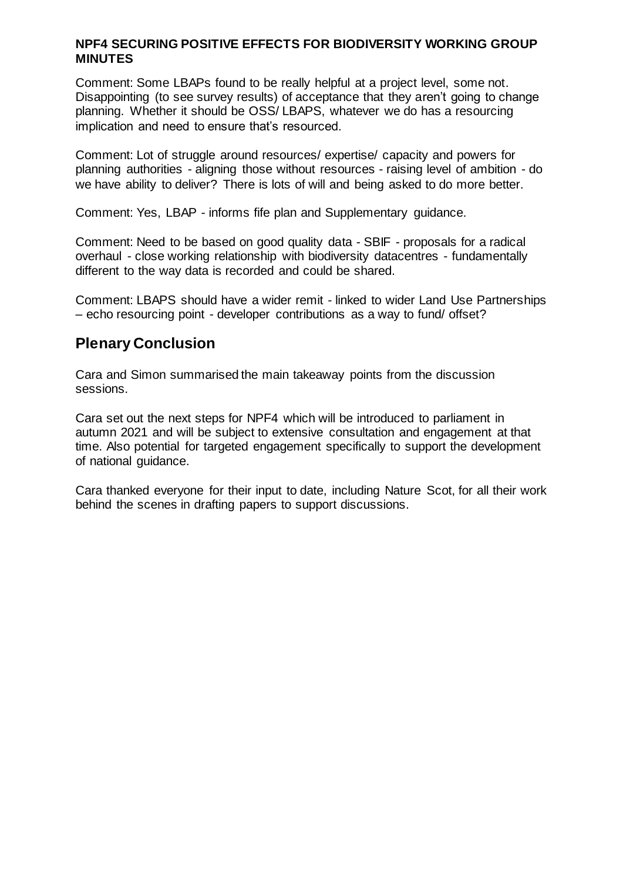**NPF4 SECURING POSITIVE EFFECTS FOR BIODIVERSITY WORKING GROUP MINUTES**

Comment: Some LBAPs found to be really helpful at a project level, some not. Disappointing (to see survey results) of acceptance that they aren't going to change planning. Whether it should be OSS/ LBAPS, whatever we do has a resourcing implication and need to ensure that's resourced.

Comment: Lot of struggle around resources/ expertise/ capacity and powers for planning authorities - aligning those without resources - raising level of ambition - do we have ability to deliver? There is lots of will and being asked to do more better.

Comment: Yes, LBAP - informs fife plan and Supplementary guidance.

Comment: Need to be based on good quality data - SBIF - proposals for a radical overhaul - close working relationship with biodiversity datacentres - fundamentally different to the way data is recorded and could be shared.

Comment: LBAPS should have a wider remit - linked to wider Land Use Partnerships – echo resourcing point - developer contributions as a way to fund/ offset?

## Plenary Conclusion

Cara and Simon summarised the main takeaway points from the discussion sessions.

Cara set out the next steps for NPF4 which will be introduced to parliament in autumn 2021 and will be subject to extensive consultation and engagement at that time. Also potential for targeted engagement specifically to support the development of national guidance.

Cara thanked everyone for their input to date, including Nature Scot, for all their work behind the scenes in drafting papers to support discussions.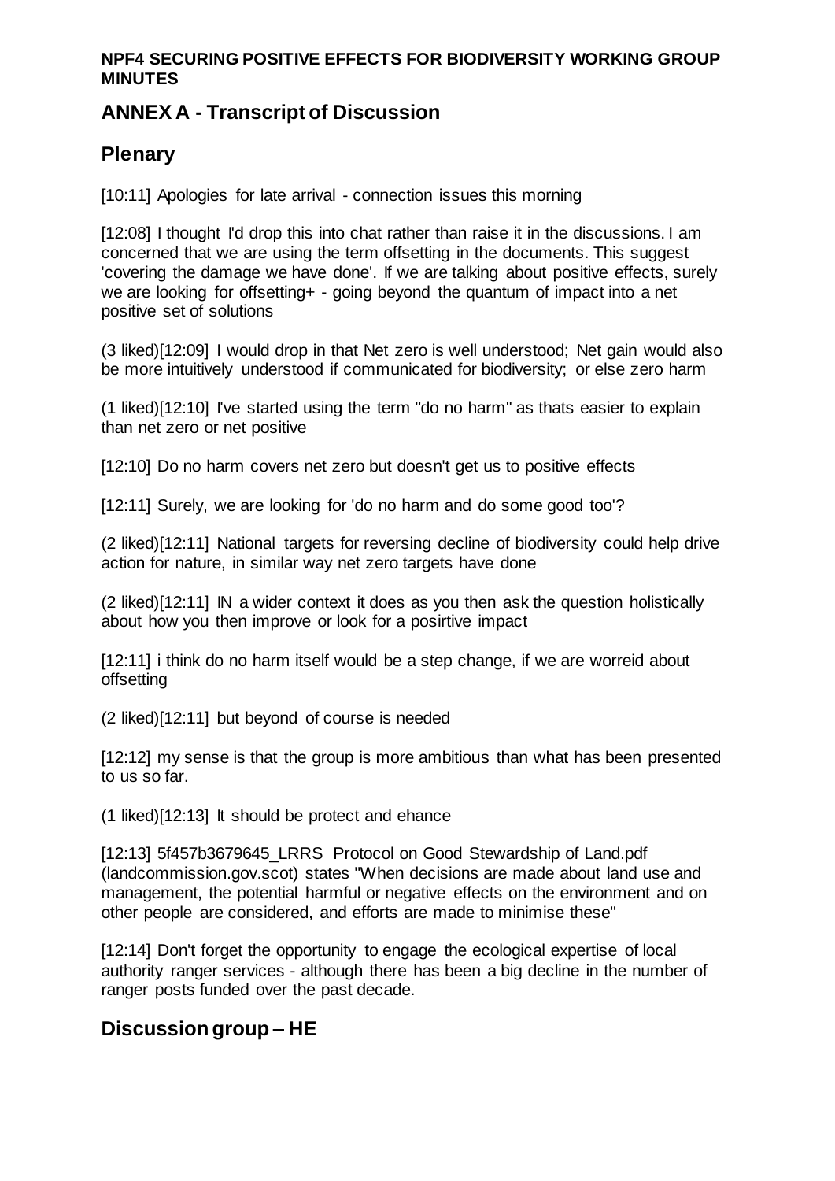**NPF4 SECURING POSITIVE EFFECTS FOR BIODIVERSITY WORKING GROUP MINUTES**

## ANNEX A - Transcript of Discussion

## Plenary

[10:11] Apologies for late arrival - connection issues this morning

[12:08] I thought I'd drop this into chat rather than raise it in the discussions. I am concerned that we are using the term offsetting in the documents. This suggest 'covering the damage we have done'. If we are talking about positive effects, surely we are looking for offsetting+ - going beyond the quantum of impact into a net positive set of solutions

(3 liked)[12:09] I would drop in that Net zero is well understood; Net gain would also be more intuitively understood if communicated for biodiversity; or else zero harm

(1 liked)[12:10] I've started using the term "do no harm" as thats easier to explain than net zero or net positive

[12:10] Do no harm covers net zero but doesn't get us to positive effects

[12:11] Surely, we are looking for 'do no harm and do some good too'?

(2 liked)[12:11] National targets for reversing decline of biodiversity could help drive action for nature, in similar way net zero targets have done

(2 liked)[12:11] IN a wider context it does as you then ask the question holistically about how you then improve or look for a posirtive impact

[12:11] i think do no harm itself would be a step change, if we are worreid about offsetting

(2 liked)[12:11] but beyond of course is needed

[12:12] my sense is that the group is more ambitious than what has been presented to us so far.

(1 liked)[12:13] It should be protect and ehance

[12:13] 5f457b3679645_LRRS Protocol on Good Stewardship of Land.pdf (landcommission.gov.scot) states "When decisions are made about land use and management, the potential harmful or negative effects on the environment and on other people are considered, and efforts are made to minimise these"

[12:14] Don't forget the opportunity to engage the ecological expertise of local authority ranger services - although there has been a big decline in the number of ranger posts funded over the past decade.

## Discussion group – HE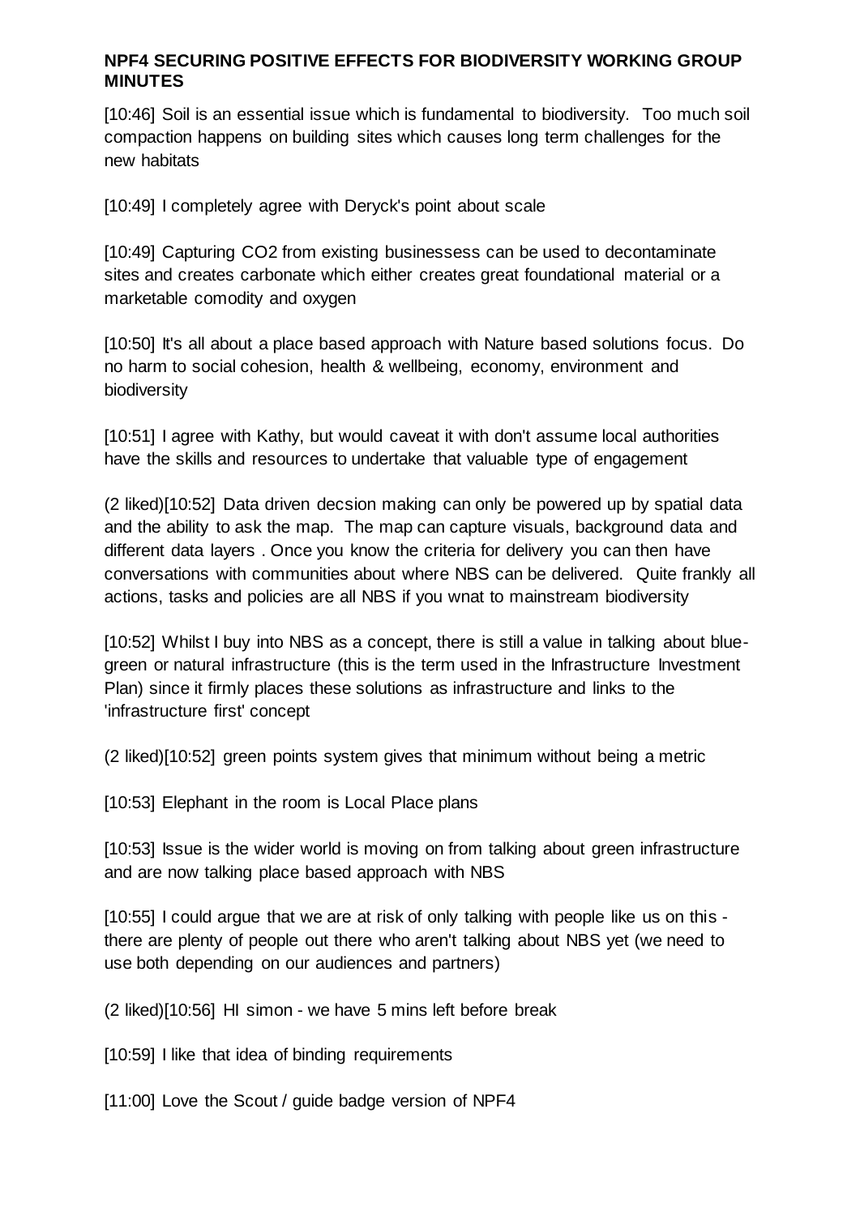**NPF4 SECURING POSITIVE EFFECTS FOR BIODIVERSITY WORKING GROUP MINUTES**

[10:46] Soil is an essential issue which is fundamental to biodiversity. Too much soil compaction happens on building sites which causes long term challenges for the new habitats

[10:49] I completely agree with Deryck's point about scale

[10:49] Capturing CO2 from existing businessess can be used to decontaminate sites and creates carbonate which either creates great foundational material or a marketable comodity and oxygen

[10:50] It's all about a place based approach with Nature based solutions focus. Do no harm to social cohesion, health & wellbeing, economy, environment and biodiversity

[10:51] I agree with Kathy, but would caveat it with don't assume local authorities have the skills and resources to undertake that valuable type of engagement

(2 liked)[10:52] Data driven decsion making can only be powered up by spatial data and the ability to ask the map. The map can capture visuals, background data and different data layers . Once you know the criteria for delivery you can then have conversations with communities about where NBS can be delivered. Quite frankly all actions, tasks and policies are all NBS if you wnat to mainstream biodiversity

[10:52] Whilst I buy into NBS as a concept, there is still a value in talking about blue-green or natural infrastructure (this is the term used in the Infrastructure Investment Plan) since it firmly places these solutions as infrastructure and links to the 'infrastructure first' concept

(2 liked)[10:52] green points system gives that minimum without being a metric

[10:53] Elephant in the room is Local Place plans

[10:53] Issue is the wider world is moving on from talking about green infrastructure and are now talking place based approach with NBS

[10:55] I could argue that we are at risk of only talking with people like us on this - there are plenty of people out there who aren't talking about NBS yet (we need to use both depending on our audiences and partners)

(2 liked)[10:56] HI simon - we have 5 mins left before break

[10:59] I like that idea of binding requirements

[11:00] Love the Scout / guide badge version of NPF4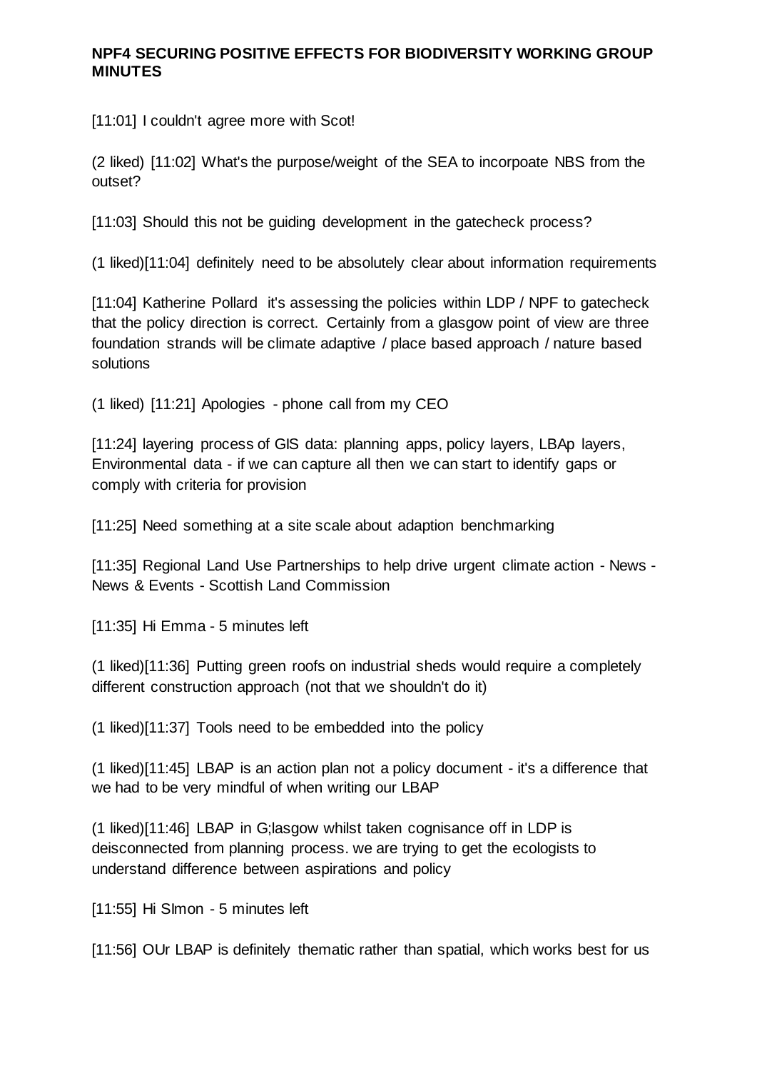**NPF4 SECURING POSITIVE EFFECTS FOR BIODIVERSITY WORKING GROUP MINUTES**

[11:01] I couldn't agree more with Scot!

(2 liked) [11:02] What's the purpose/weight of the SEA to incorpoate NBS from the outset?

[11:03] Should this not be guiding development in the gatecheck process?

(1 liked)[11:04] definitely need to be absolutely clear about information requirements

[11:04] Katherine Pollard it's assessing the policies within LDP / NPF to gatecheck that the policy direction is correct. Certainly from a glasgow point of view are three foundation strands will be climate adaptive / place based approach / nature based solutions

(1 liked) [11:21] Apologies - phone call from my CEO

[11:24] layering process of GIS data: planning apps, policy layers, LBAp layers, Environmental data - if we can capture all then we can start to identify gaps or comply with criteria for provision

[11:25] Need something at a site scale about adaption benchmarking

[11:35] Regional Land Use Partnerships to help drive urgent climate action - News - News & Events - Scottish Land Commission

[11:35] Hi Emma - 5 minutes left

(1 liked)[11:36] Putting green roofs on industrial sheds would require a completely different construction approach (not that we shouldn't do it)

(1 liked)[11:37] Tools need to be embedded into the policy

(1 liked)[11:45] LBAP is an action plan not a policy document - it's a difference that we had to be very mindful of when writing our LBAP

(1 liked)[11:46] LBAP in G;lasgow whilst taken cognisance off in LDP is deisconnected from planning process. we are trying to get the ecologists to understand difference between aspirations and policy

[11:55] Hi SImon - 5 minutes left

[11:56] OUr LBAP is definitely thematic rather than spatial, which works best for us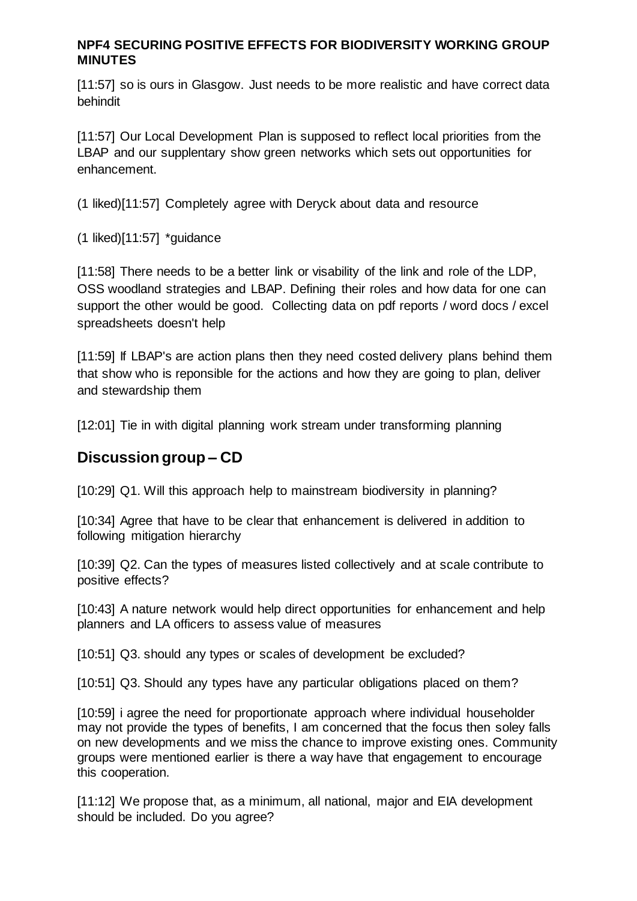**NPF4 SECURING POSITIVE EFFECTS FOR BIODIVERSITY WORKING GROUP MINUTES**

[11:57] so is ours in Glasgow. Just needs to be more realistic and have correct data behindit

[11:57] Our Local Development Plan is supposed to reflect local priorities from the LBAP and our supplentary show green networks which sets out opportunities for enhancement.

(1 liked)[11:57] Completely agree with Deryck about data and resource

(1 liked)[11:57] *guidance

[11:58] There needs to be a better link or visability of the link and role of the LDP, OSS woodland strategies and LBAP. Defining their roles and how data for one can support the other would be good. Collecting data on pdf reports / word docs / excel spreadsheets doesn't help

[11:59] If LBAP's are action plans then they need costed delivery plans behind them that show who is reponsible for the actions and how they are going to plan, deliver and stewardship them

[12:01] Tie in with digital planning work stream under transforming planning

## Discussion group – CD

[10:29] Q1. Will this approach help to mainstream biodiversity in planning?

[10:34] Agree that have to be clear that enhancement is delivered in addition to following mitigation hierarchy

[10:39] Q2. Can the types of measures listed collectively and at scale contribute to positive effects?

[10:43] A nature network would help direct opportunities for enhancement and help planners and LA officers to assess value of measures

[10:51] Q3. should any types or scales of development be excluded?

[10:51] Q3. Should any types have any particular obligations placed on them?

[10:59] i agree the need for proportionate approach where individual householder may not provide the types of benefits, I am concerned that the focus then soley falls on new developments and we miss the chance to improve existing ones. Community groups were mentioned earlier is there a way have that engagement to encourage this cooperation.

[11:12] We propose that, as a minimum, all national, major and EIA development should be included. Do you agree?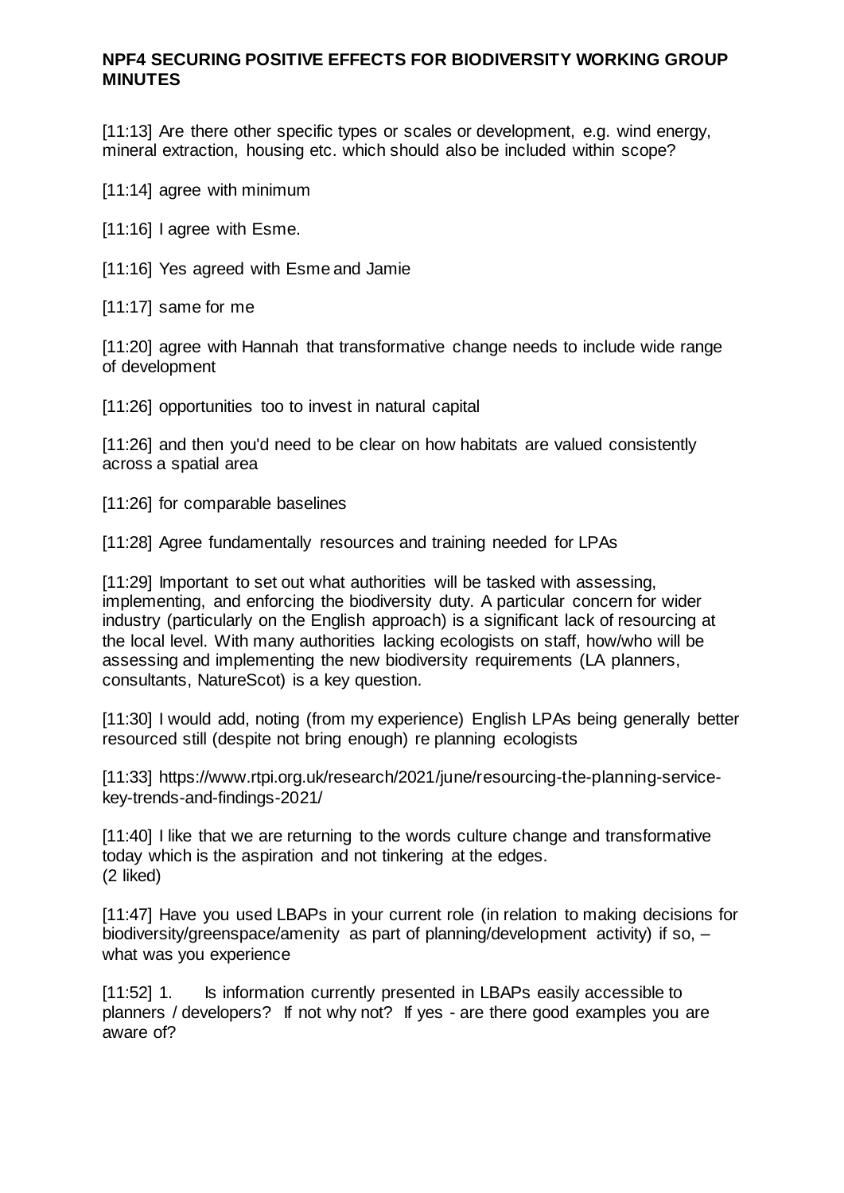**NPF4 SECURING POSITIVE EFFECTS FOR BIODIVERSITY WORKING GROUP MINUTES**

[11:13] Are there other specific types or scales or development, e.g. wind energy, mineral extraction, housing etc. which should also be included within scope?

[11:14] agree with minimum

[11:16] I agree with Esme.

[11:16] Yes agreed with Esme and Jamie

[11:17] same for me

[11:20] agree with Hannah that transformative change needs to include wide range of development

[11:26] opportunities too to invest in natural capital

[11:26] and then you'd need to be clear on how habitats are valued consistently across a spatial area

[11:26] for comparable baselines

[11:28] Agree fundamentally resources and training needed for LPAs

[11:29] Important to set out what authorities will be tasked with assessing, implementing, and enforcing the biodiversity duty. A particular concern for wider industry (particularly on the English approach) is a significant lack of resourcing at the local level. With many authorities lacking ecologists on staff, how/who will be assessing and implementing the new biodiversity requirements (LA planners, consultants, NatureScot) is a key question.

[11:30] I would add, noting (from my experience) English LPAs being generally better resourced still (despite not bring enough) re planning ecologists

[11:33] https://www.rtpi.org.uk/research/2021/june/resourcing-the-planning-service-key-trends-and-findings-2021/

[11:40] I like that we are returning to the words culture change and transformative today which is the aspiration and not tinkering at the edges.
(2 liked)

[11:47] Have you used LBAPs in your current role (in relation to making decisions for biodiversity/greenspace/amenity as part of planning/development activity) if so, – what was you experience

[11:52] 1. Is information currently presented in LBAPs easily accessible to planners / developers? If not why not? If yes - are there good examples you are aware of?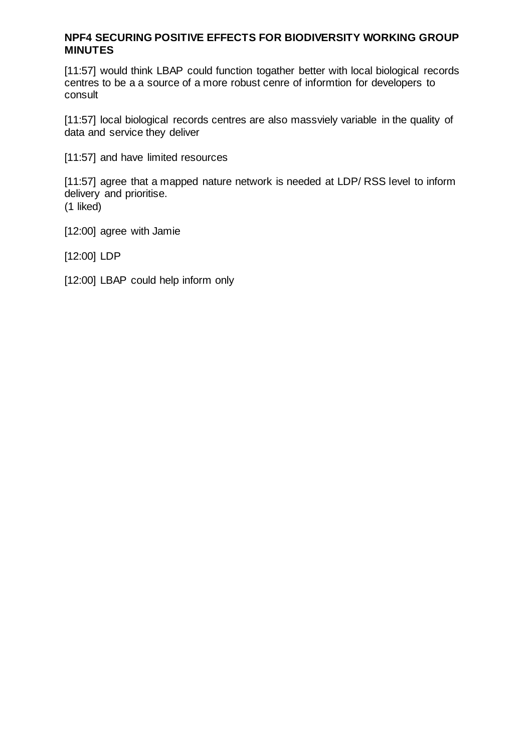**NPF4 SECURING POSITIVE EFFECTS FOR BIODIVERSITY WORKING GROUP MINUTES**

[11:57] would think LBAP could function togather better with local biological records centres to be a a source of a more robust cenre of informtion for developers to consult

[11:57] local biological records centres are also massviely variable in the quality of data and service they deliver

[11:57] and have limited resources

[11:57] agree that a mapped nature network is needed at LDP/ RSS level to inform delivery and prioritise.
(1 liked)

[12:00] agree with Jamie

[12:00] LDP

[12:00] LBAP could help inform only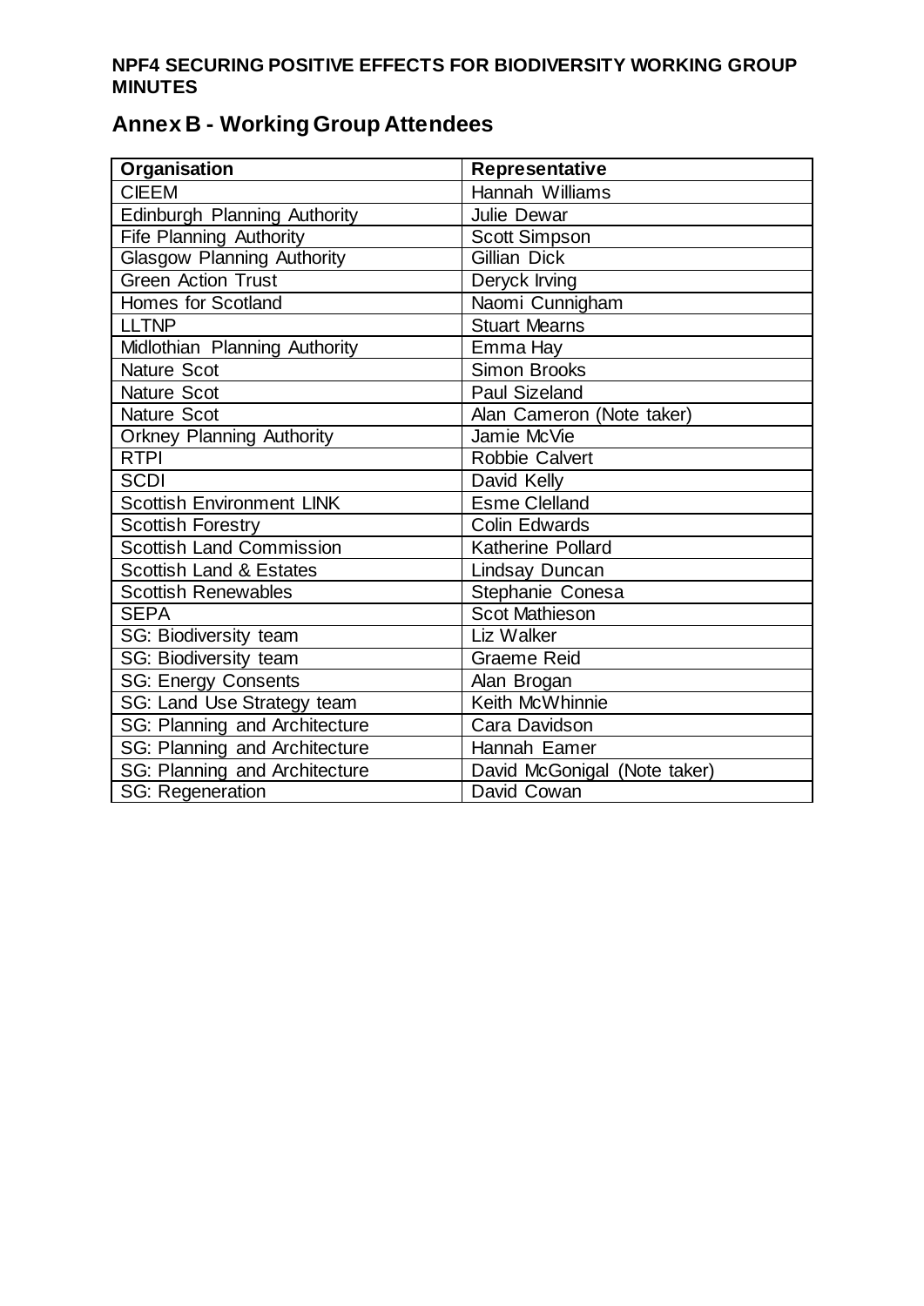**NPF4 SECURING POSITIVE EFFECTS FOR BIODIVERSITY WORKING GROUP MINUTES**

## Annex B - Working Group Attendees

| Organisation | Representative |
|---|---|
| CIEEM | Hannah Williams |
| Edinburgh Planning Authority | Julie Dewar |
| Fife Planning Authority | Scott Simpson |
| Glasgow Planning Authority | Gillian Dick |
| Green Action Trust | Deryck Irving |
| Homes for Scotland | Naomi Cunnigham |
| LLTNP | Stuart Mearns |
| Midlothian Planning Authority | Emma Hay |
| Nature Scot | Simon Brooks |
| Nature Scot | Paul Sizeland |
| Nature Scot | Alan Cameron (Note taker) |
| Orkney Planning Authority | Jamie McVie |
| RTPI | Robbie Calvert |
| SCDI | David Kelly |
| Scottish Environment LINK | Esme Clelland |
| Scottish Forestry | Colin Edwards |
| Scottish Land Commission | Katherine Pollard |
| Scottish Land & Estates | Lindsay Duncan |
| Scottish Renewables | Stephanie Conesa |
| SEPA | Scot Mathieson |
| SG: Biodiversity team | Liz Walker |
| SG: Biodiversity team | Graeme Reid |
| SG: Energy Consents | Alan Brogan |
| SG: Land Use Strategy team | Keith McWhinnie |
| SG: Planning and Architecture | Cara Davidson |
| SG: Planning and Architecture | Hannah Eamer |
| SG: Planning and Architecture | David McGonigal (Note taker) |
| SG: Regeneration | David Cowan |